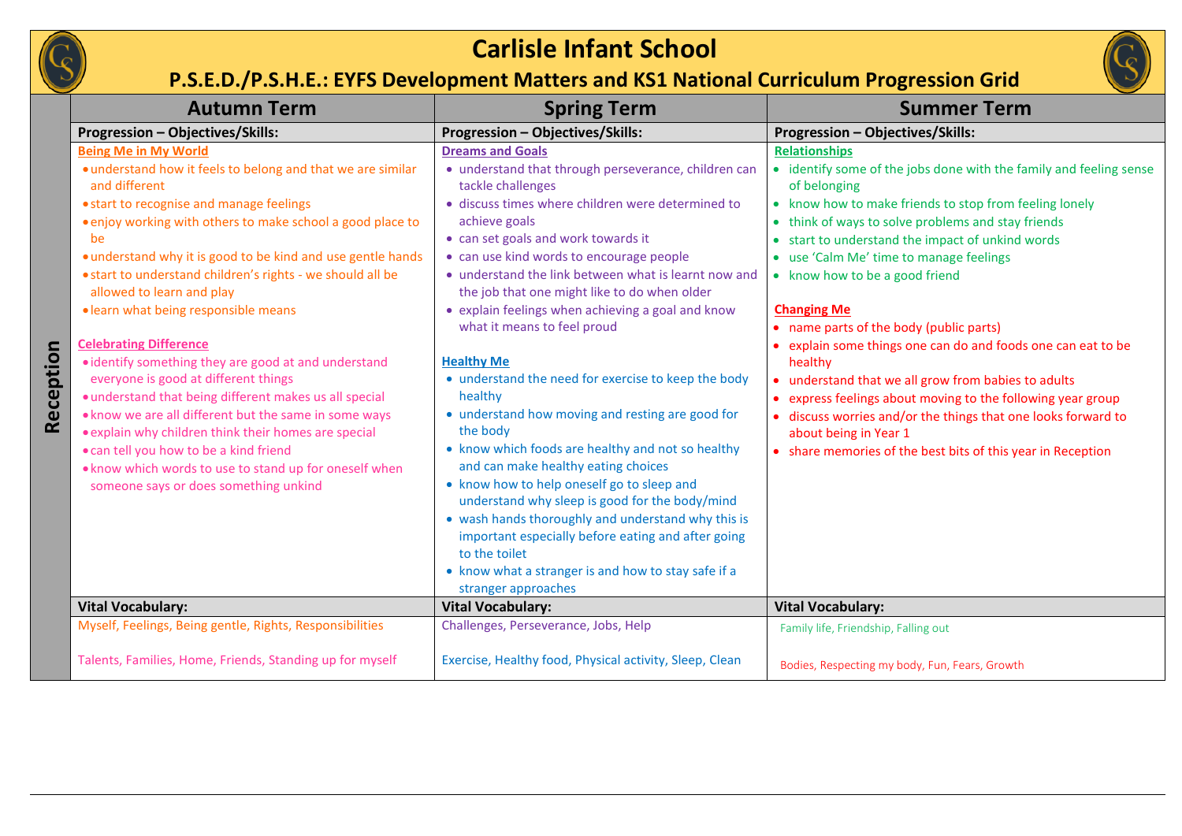# Carlisle Infant School

## P.S.E.D./P.S.H.E.: EYFS Development Matters and KS1 National Curriculum Progression Grid

| | Autumn Term | Spring Term | Summer Term |
|---|---|---|---|
| **Reception** | **Progression – Objectives/Skills:** | **Progression – Objectives/Skills:** | **Progression – Objectives/Skills:** |
| | **Being Me in My World**<br>• understand how it feels to belong and that we are similar and different<br>• start to recognise and manage feelings<br>• enjoy working with others to make school a good place to be<br>• understand why it is good to be kind and use gentle hands<br>• start to understand children's rights - we should all be allowed to learn and play<br>• learn what being responsible means<br><br>**Celebrating Difference**<br>• identify something they are good at and understand everyone is good at different things<br>• understand that being different makes us all special<br>• know we are all different but the same in some ways<br>• explain why children think their homes are special<br>• can tell you how to be a kind friend<br>• know which words to use to stand up for oneself when someone says or does something unkind | **Dreams and Goals**<br>• understand that through perseverance, children can tackle challenges<br>• discuss times where children were determined to achieve goals<br>• can set goals and work towards it<br>• can use kind words to encourage people<br>• understand the link between what is learnt now and the job that one might like to do when older<br>• explain feelings when achieving a goal and know what it means to feel proud<br><br>**Healthy Me**<br>• understand the need for exercise to keep the body healthy<br>• understand how moving and resting are good for the body<br>• know which foods are healthy and not so healthy and can make healthy eating choices<br>• know how to help oneself go to sleep and understand why sleep is good for the body/mind<br>• wash hands thoroughly and understand why this is important especially before eating and after going to the toilet<br>• know what a stranger is and how to stay safe if a stranger approaches | **Relationships**<br>• identify some of the jobs done with the family and feeling sense of belonging<br>• know how to make friends to stop from feeling lonely<br>• think of ways to solve problems and stay friends<br>• start to understand the impact of unkind words<br>• use 'Calm Me' time to manage feelings<br>• know how to be a good friend<br><br>**Changing Me**<br>• name parts of the body (public parts)<br>• explain some things one can do and foods one can eat to be healthy<br>• understand that we all grow from babies to adults<br>• express feelings about moving to the following year group<br>• discuss worries and/or the things that one looks forward to about being in Year 1<br>• share memories of the best bits of this year in Reception |
| | **Vital Vocabulary:** | **Vital Vocabulary:** | **Vital Vocabulary:** |
| | Myself, Feelings, Being gentle, Rights, Responsibilities<br><br>Talents, Families, Home, Friends, Standing up for myself | Challenges, Perseverance, Jobs, Help<br><br>Exercise, Healthy food, Physical activity, Sleep, Clean | Family life, Friendship, Falling out<br><br>Bodies, Respecting my body, Fun, Fears, Growth |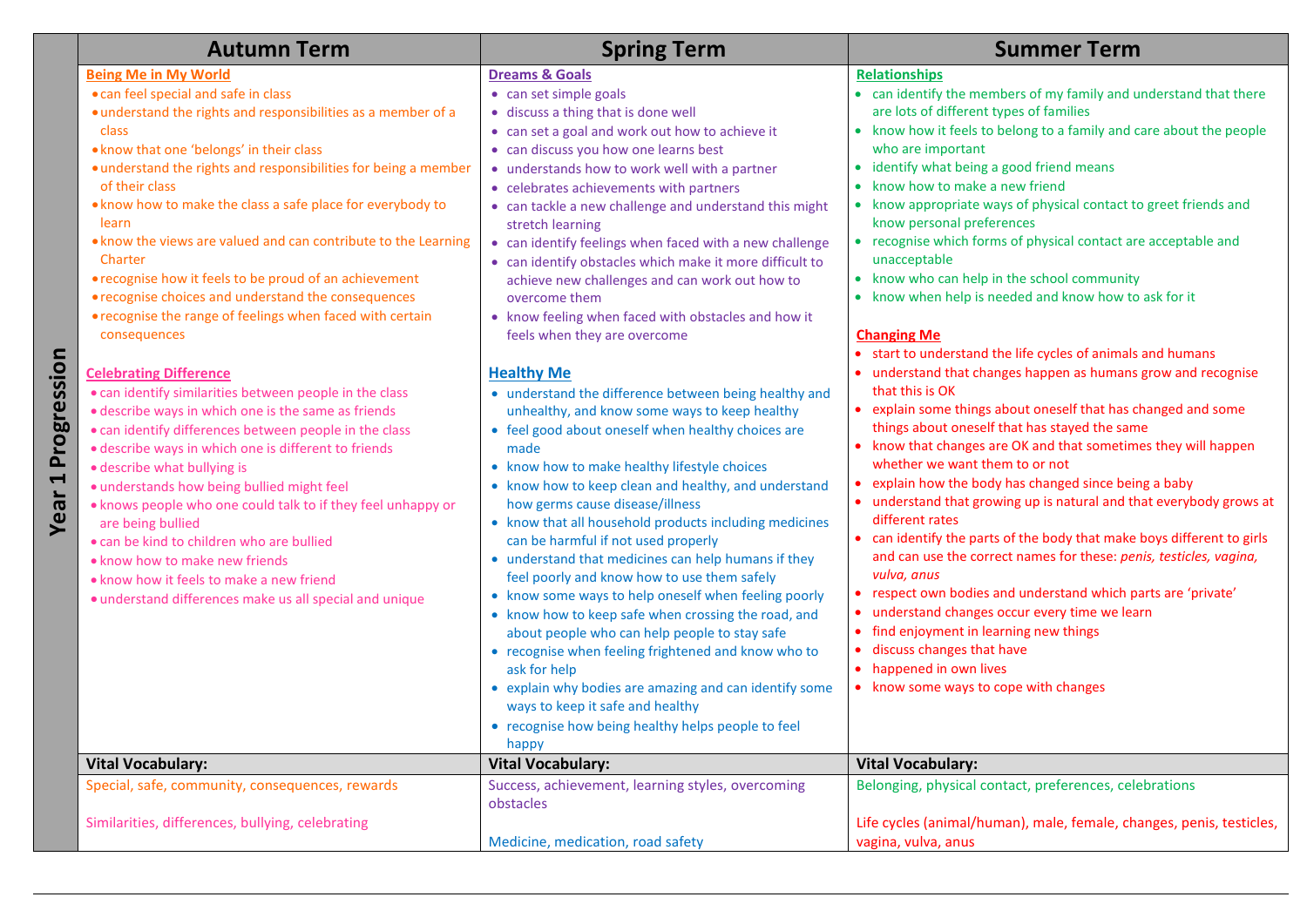# Year 1 Progression

| Autumn Term | Spring Term | Summer Term |
|---|---|---|
| **Being Me in My World**<br>• can feel special and safe in class<br>• understand the rights and responsibilities as a member of a class<br>• know that one 'belongs' in their class<br>• understand the rights and responsibilities for being a member of their class<br>• know how to make the class a safe place for everybody to learn<br>• know the views are valued and can contribute to the Learning Charter<br>• recognise how it feels to be proud of an achievement<br>• recognise choices and understand the consequences<br>• recognise the range of feelings when faced with certain consequences<br><br>**Celebrating Difference**<br>• can identify similarities between people in the class<br>• describe ways in which one is the same as friends<br>• can identify differences between people in the class<br>• describe ways in which one is different to friends<br>• describe what bullying is<br>• understands how being bullied might feel<br>• knows people who one could talk to if they feel unhappy or are being bullied<br>• can be kind to children who are bullied<br>• know how to make new friends<br>• know how it feels to make a new friend<br>• understand differences make us all special and unique | **Dreams & Goals**<br>• can set simple goals<br>• discuss a thing that is done well<br>• can set a goal and work out how to achieve it<br>• can discuss you how one learns best<br>• understands how to work well with a partner<br>• celebrates achievements with partners<br>• can tackle a new challenge and understand this might stretch learning<br>• can identify feelings when faced with a new challenge<br>• can identify obstacles which make it more difficult to achieve new challenges and can work out how to overcome them<br>• know feeling when faced with obstacles and how it feels when they are overcome<br><br>**Healthy Me**<br>• understand the difference between being healthy and unhealthy, and know some ways to keep healthy<br>• feel good about oneself when healthy choices are made<br>• know how to make healthy lifestyle choices<br>• know how to keep clean and healthy, and understand how germs cause disease/illness<br>• know that all household products including medicines can be harmful if not used properly<br>• understand that medicines can help humans if they feel poorly and know how to use them safely<br>• know some ways to help oneself when feeling poorly<br>• know how to keep safe when crossing the road, and about people who can help people to stay safe<br>• recognise when feeling frightened and know who to ask for help<br>• explain why bodies are amazing and can identify some ways to keep it safe and healthy<br>• recognise how being healthy helps people to feel happy | **Relationships**<br>• can identify the members of my family and understand that there are lots of different types of families<br>• know how it feels to belong to a family and care about the people who are important<br>• identify what being a good friend means<br>• know how to make a new friend<br>• know appropriate ways of physical contact to greet friends and know personal preferences<br>• recognise which forms of physical contact are acceptable and unacceptable<br>• know who can help in the school community<br>• know when help is needed and know how to ask for it<br><br>**Changing Me**<br>• start to understand the life cycles of animals and humans<br>• understand that changes happen as humans grow and recognise that this is OK<br>• explain some things about oneself that has changed and some things about oneself that has stayed the same<br>• know that changes are OK and that sometimes they will happen whether we want them to or not<br>• explain how the body has changed since being a baby<br>• understand that growing up is natural and that everybody grows at different rates<br>• can identify the parts of the body that make boys different to girls and can use the correct names for these: *penis, testicles, vagina, vulva, anus*<br>• respect own bodies and understand which parts are 'private'<br>• understand changes occur every time we learn<br>• find enjoyment in learning new things<br>• discuss changes that have<br>• happened in own lives<br>• know some ways to cope with changes |
| **Vital Vocabulary:** | **Vital Vocabulary:** | **Vital Vocabulary:** |
| Special, safe, community, consequences, rewards<br><br>Similarities, differences, bullying, celebrating | Success, achievement, learning styles, overcoming obstacles<br><br>Medicine, medication, road safety | Belonging, physical contact, preferences, celebrations<br><br>Life cycles (animal/human), male, female, changes, penis, testicles, vagina, vulva, anus |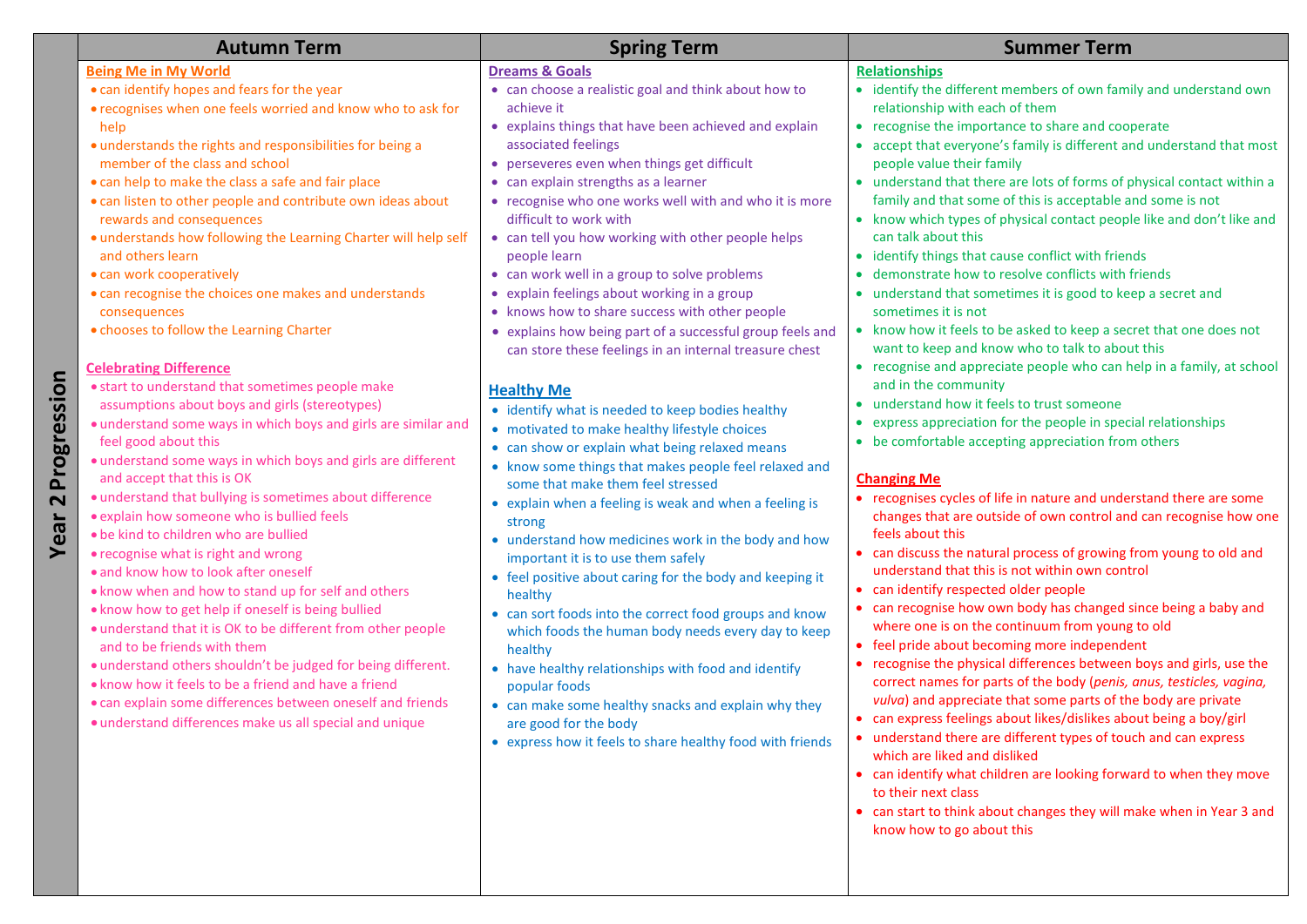# Year 2 Progression

## Autumn Term

### Being Me in My World

- can identify hopes and fears for the year
- recognises when one feels worried and know who to ask for help
- understands the rights and responsibilities for being a member of the class and school
- can help to make the class a safe and fair place
- can listen to other people and contribute own ideas about rewards and consequences
- understands how following the Learning Charter will help self and others learn
- can work cooperatively
- can recognise the choices one makes and understands consequences
- chooses to follow the Learning Charter

### Celebrating Difference

- start to understand that sometimes people make assumptions about boys and girls (stereotypes)
- understand some ways in which boys and girls are similar and feel good about this
- understand some ways in which boys and girls are different and accept that this is OK
- understand that bullying is sometimes about difference
- explain how someone who is bullied feels
- be kind to children who are bullied
- recognise what is right and wrong
- and know how to look after oneself
- know when and how to stand up for self and others
- know how to get help if oneself is being bullied
- understand that it is OK to be different from other people and to be friends with them
- understand others shouldn't be judged for being different.
- know how it feels to be a friend and have a friend
- can explain some differences between oneself and friends
- understand differences make us all special and unique

## Spring Term

### Dreams & Goals

- can choose a realistic goal and think about how to achieve it
- explains things that have been achieved and explain associated feelings
- perseveres even when things get difficult
- can explain strengths as a learner
- recognise who one works well with and who it is more difficult to work with
- can tell you how working with other people helps people learn
- can work well in a group to solve problems
- explain feelings about working in a group
- knows how to share success with other people
- explains how being part of a successful group feels and can store these feelings in an internal treasure chest

### Healthy Me

- identify what is needed to keep bodies healthy
- motivated to make healthy lifestyle choices
- can show or explain what being relaxed means
- know some things that makes people feel relaxed and some that make them feel stressed
- explain when a feeling is weak and when a feeling is strong
- understand how medicines work in the body and how important it is to use them safely
- feel positive about caring for the body and keeping it healthy
- can sort foods into the correct food groups and know which foods the human body needs every day to keep healthy
- have healthy relationships with food and identify popular foods
- can make some healthy snacks and explain why they are good for the body
- express how it feels to share healthy food with friends

## Summer Term

### Relationships

- identify the different members of own family and understand own relationship with each of them
- recognise the importance to share and cooperate
- accept that everyone's family is different and understand that most people value their family
- understand that there are lots of forms of physical contact within a family and that some of this is acceptable and some is not
- know which types of physical contact people like and don't like and can talk about this
- identify things that cause conflict with friends
- demonstrate how to resolve conflicts with friends
- understand that sometimes it is good to keep a secret and sometimes it is not
- know how it feels to be asked to keep a secret that one does not want to keep and know who to talk to about this
- recognise and appreciate people who can help in a family, at school and in the community
- understand how it feels to trust someone
- express appreciation for the people in special relationships
- be comfortable accepting appreciation from others

### Changing Me

- recognises cycles of life in nature and understand there are some changes that are outside of own control and can recognise how one feels about this
- can discuss the natural process of growing from young to old and understand that this is not within own control
- can identify respected older people
- can recognise how own body has changed since being a baby and where one is on the continuum from young to old
- feel pride about becoming more independent
- recognise the physical differences between boys and girls, use the correct names for parts of the body (*penis, anus, testicles, vagina, vulva*) and appreciate that some parts of the body are private
- can express feelings about likes/dislikes about being a boy/girl
- understand there are different types of touch and can express which are liked and disliked
- can identify what children are looking forward to when they move to their next class
- can start to think about changes they will make when in Year 3 and know how to go about this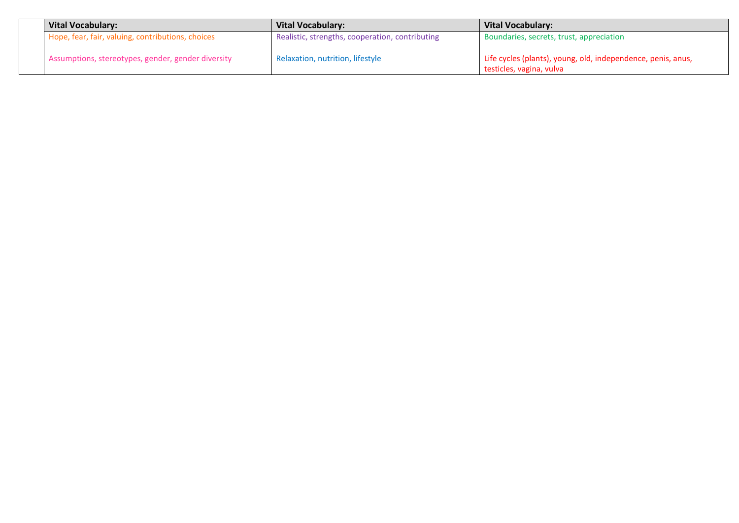| | Vital Vocabulary: | Vital Vocabulary: | Vital Vocabulary: |
|---|---|---|---|
| | Hope, fear, fair, valuing, contributions, choices<br><br>Assumptions, stereotypes, gender, gender diversity | Realistic, strengths, cooperation, contributing<br><br>Relaxation, nutrition, lifestyle | Boundaries, secrets, trust, appreciation<br><br>Life cycles (plants), young, old, independence, penis, anus, testicles, vagina, vulva |